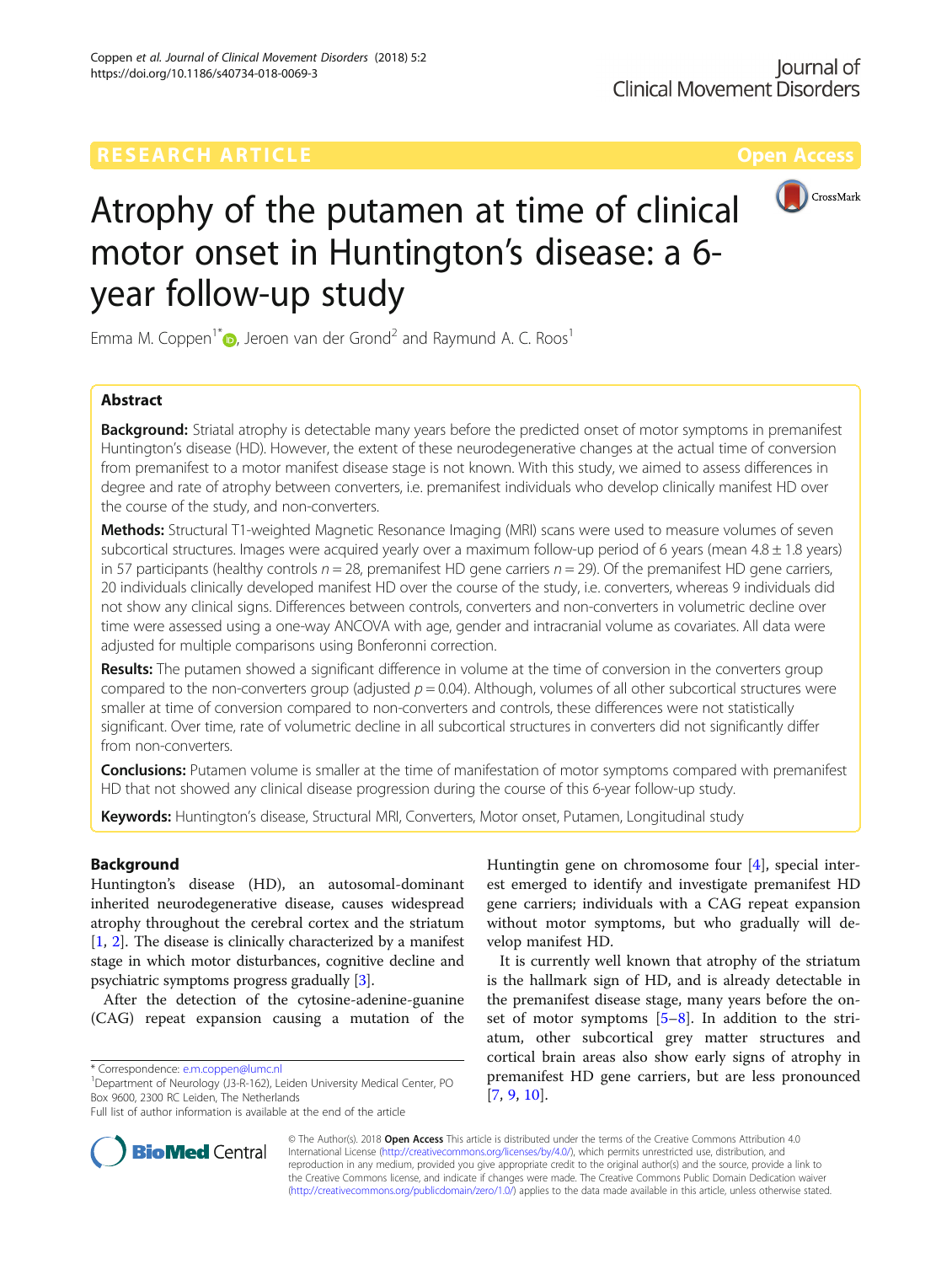RESEARCH ARTICLE

Open Access

# Atrophy of the putamen at time of clinical motor onset in Huntington's disease: a 6-year follow-up study

Emma M. Coppen[1*], Jeroen van der Grond[2] and Raymund A. C. Roos[1]

## Abstract

**Background:** Striatal atrophy is detectable many years before the predicted onset of motor symptoms in premanifest Huntington's disease (HD). However, the extent of these neurodegenerative changes at the actual time of conversion from premanifest to a motor manifest disease stage is not known. With this study, we aimed to assess differences in degree and rate of atrophy between converters, i.e. premanifest individuals who develop clinically manifest HD over the course of the study, and non-converters.

**Methods:** Structural T1-weighted Magnetic Resonance Imaging (MRI) scans were used to measure volumes of seven subcortical structures. Images were acquired yearly over a maximum follow-up period of 6 years (mean 4.8 ± 1.8 years) in 57 participants (healthy controls $n = 28$, premanifest HD gene carriers $n = 29$). Of the premanifest HD gene carriers, 20 individuals clinically developed manifest HD over the course of the study, i.e. converters, whereas 9 individuals did not show any clinical signs. Differences between controls, converters and non-converters in volumetric decline over time were assessed using a one-way ANCOVA with age, gender and intracranial volume as covariates. All data were adjusted for multiple comparisons using Bonferonni correction.

**Results:** The putamen showed a significant difference in volume at the time of conversion in the converters group compared to the non-converters group (adjusted $p = 0.04$). Although, volumes of all other subcortical structures were smaller at time of conversion compared to non-converters and controls, these differences were not statistically significant. Over time, rate of volumetric decline in all subcortical structures in converters did not significantly differ from non-converters.

**Conclusions:** Putamen volume is smaller at the time of manifestation of motor symptoms compared with premanifest HD that not showed any clinical disease progression during the course of this 6-year follow-up study.

**Keywords:** Huntington's disease, Structural MRI, Converters, Motor onset, Putamen, Longitudinal study

## Background

Huntington's disease (HD), an autosomal-dominant inherited neurodegenerative disease, causes widespread atrophy throughout the cerebral cortex and the striatum [1, 2]. The disease is clinically characterized by a manifest stage in which motor disturbances, cognitive decline and psychiatric symptoms progress gradually [3].

After the detection of the cytosine-adenine-guanine (CAG) repeat expansion causing a mutation of the Huntingtin gene on chromosome four [4], special interest emerged to identify and investigate premanifest HD gene carriers; individuals with a CAG repeat expansion without motor symptoms, but who gradually will develop manifest HD.

It is currently well known that atrophy of the striatum is the hallmark sign of HD, and is already detectable in the premanifest disease stage, many years before the onset of motor symptoms [5–8]. In addition to the striatum, other subcortical grey matter structures and cortical brain areas also show early signs of atrophy in premanifest HD gene carriers, but are less pronounced [7, 9, 10].

\* Correspondence: e.m.coppen@lumc.nl
[1]Department of Neurology (J3-R-162), Leiden University Medical Center, PO Box 9600, 2300 RC Leiden, The Netherlands
Full list of author information is available at the end of the article

© The Author(s). 2018 **Open Access** This article is distributed under the terms of the Creative Commons Attribution 4.0 International License (http://creativecommons.org/licenses/by/4.0/), which permits unrestricted use, distribution, and reproduction in any medium, provided you give appropriate credit to the original author(s) and the source, provide a link to the Creative Commons license, and indicate if changes were made. The Creative Commons Public Domain Dedication waiver (http://creativecommons.org/publicdomain/zero/1.0/) applies to the data made available in this article, unless otherwise stated.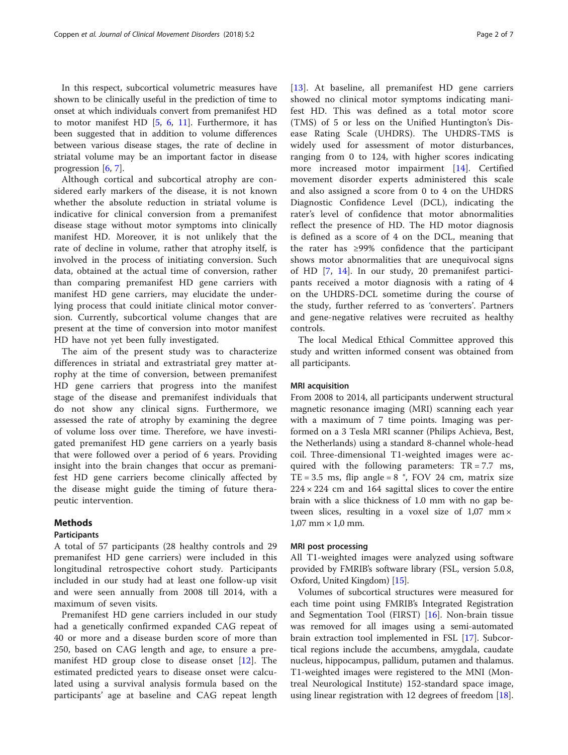In this respect, subcortical volumetric measures have shown to be clinically useful in the prediction of time to onset at which individuals convert from premanifest HD to motor manifest HD [5, 6, 11]. Furthermore, it has been suggested that in addition to volume differences between various disease stages, the rate of decline in striatal volume may be an important factor in disease progression [6, 7].

Although cortical and subcortical atrophy are considered early markers of the disease, it is not known whether the absolute reduction in striatal volume is indicative for clinical conversion from a premanifest disease stage without motor symptoms into clinically manifest HD. Moreover, it is not unlikely that the rate of decline in volume, rather that atrophy itself, is involved in the process of initiating conversion. Such data, obtained at the actual time of conversion, rather than comparing premanifest HD gene carriers with manifest HD gene carriers, may elucidate the underlying process that could initiate clinical motor conversion. Currently, subcortical volume changes that are present at the time of conversion into motor manifest HD have not yet been fully investigated.

The aim of the present study was to characterize differences in striatal and extrastriatal grey matter atrophy at the time of conversion, between premanifest HD gene carriers that progress into the manifest stage of the disease and premanifest individuals that do not show any clinical signs. Furthermore, we assessed the rate of atrophy by examining the degree of volume loss over time. Therefore, we have investigated premanifest HD gene carriers on a yearly basis that were followed over a period of 6 years. Providing insight into the brain changes that occur as premanifest HD gene carriers become clinically affected by the disease might guide the timing of future therapeutic intervention.

## Methods

### Participants

A total of 57 participants (28 healthy controls and 29 premanifest HD gene carriers) were included in this longitudinal retrospective cohort study. Participants included in our study had at least one follow-up visit and were seen annually from 2008 till 2014, with a maximum of seven visits.

Premanifest HD gene carriers included in our study had a genetically confirmed expanded CAG repeat of 40 or more and a disease burden score of more than 250, based on CAG length and age, to ensure a premanifest HD group close to disease onset [12]. The estimated predicted years to disease onset were calculated using a survival analysis formula based on the participants' age at baseline and CAG repeat length [13]. At baseline, all premanifest HD gene carriers showed no clinical motor symptoms indicating manifest HD. This was defined as a total motor score (TMS) of 5 or less on the Unified Huntington's Disease Rating Scale (UHDRS). The UHDRS-TMS is widely used for assessment of motor disturbances, ranging from 0 to 124, with higher scores indicating more increased motor impairment [14]. Certified movement disorder experts administered this scale and also assigned a score from 0 to 4 on the UHDRS Diagnostic Confidence Level (DCL), indicating the rater's level of confidence that motor abnormalities reflect the presence of HD. The HD motor diagnosis is defined as a score of 4 on the DCL, meaning that the rater has ≥99% confidence that the participant shows motor abnormalities that are unequivocal signs of HD [7, 14]. In our study, 20 premanifest participants received a motor diagnosis with a rating of 4 on the UHDRS-DCL sometime during the course of the study, further referred to as 'converters'. Partners and gene-negative relatives were recruited as healthy controls.

The local Medical Ethical Committee approved this study and written informed consent was obtained from all participants.

### MRI acquisition

From 2008 to 2014, all participants underwent structural magnetic resonance imaging (MRI) scanning each year with a maximum of 7 time points. Imaging was performed on a 3 Tesla MRI scanner (Philips Achieva, Best, the Netherlands) using a standard 8-channel whole-head coil. Three-dimensional T1-weighted images were acquired with the following parameters: TR = 7.7 ms, TE = 3.5 ms, flip angle = 8 °, FOV 24 cm, matrix size 224 × 224 cm and 164 sagittal slices to cover the entire brain with a slice thickness of 1.0 mm with no gap between slices, resulting in a voxel size of 1,07 mm × 1,07 mm × 1,0 mm.

### MRI post processing

All T1-weighted images were analyzed using software provided by FMRIB's software library (FSL, version 5.0.8, Oxford, United Kingdom) [15].

Volumes of subcortical structures were measured for each time point using FMRIB's Integrated Registration and Segmentation Tool (FIRST) [16]. Non-brain tissue was removed for all images using a semi-automated brain extraction tool implemented in FSL [17]. Subcortical regions include the accumbens, amygdala, caudate nucleus, hippocampus, pallidum, putamen and thalamus. T1-weighted images were registered to the MNI (Montreal Neurological Institute) 152-standard space image, using linear registration with 12 degrees of freedom [18].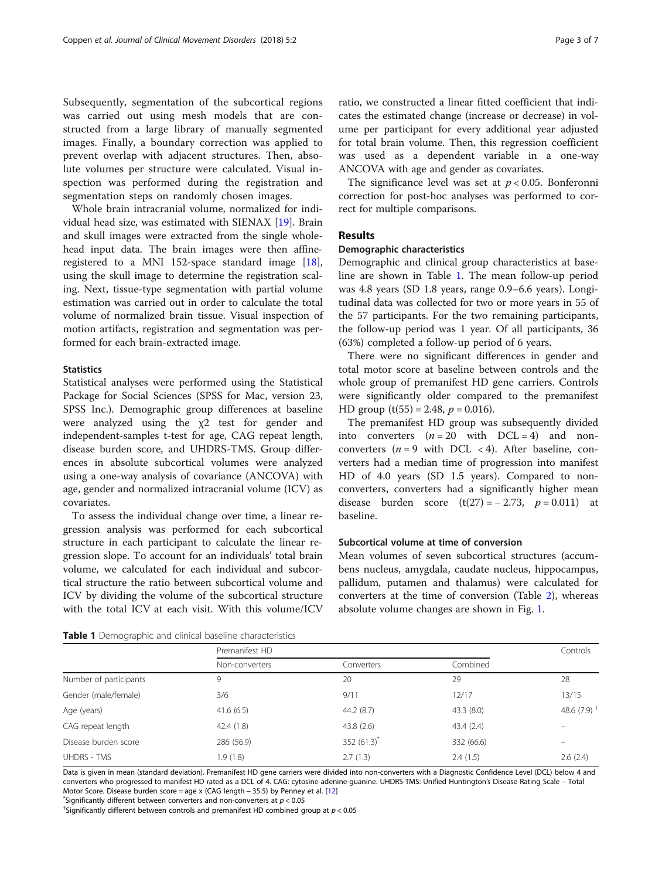Subsequently, segmentation of the subcortical regions was carried out using mesh models that are constructed from a large library of manually segmented images. Finally, a boundary correction was applied to prevent overlap with adjacent structures. Then, absolute volumes per structure were calculated. Visual inspection was performed during the registration and segmentation steps on randomly chosen images.

Whole brain intracranial volume, normalized for individual head size, was estimated with SIENAX [19]. Brain and skull images were extracted from the single whole-head input data. The brain images were then affine-registered to a MNI 152-space standard image [18], using the skull image to determine the registration scaling. Next, tissue-type segmentation with partial volume estimation was carried out in order to calculate the total volume of normalized brain tissue. Visual inspection of motion artifacts, registration and segmentation was performed for each brain-extracted image.

### Statistics

Statistical analyses were performed using the Statistical Package for Social Sciences (SPSS for Mac, version 23, SPSS Inc.). Demographic group differences at baseline were analyzed using the $\chi 2$ test for gender and independent-samples t-test for age, CAG repeat length, disease burden score, and UHDRS-TMS. Group differences in absolute subcortical volumes were analyzed using a one-way analysis of covariance (ANCOVA) with age, gender and normalized intracranial volume (ICV) as covariates.

To assess the individual change over time, a linear regression analysis was performed for each subcortical structure in each participant to calculate the linear regression slope. To account for an individuals' total brain volume, we calculated for each individual and subcortical structure the ratio between subcortical volume and ICV by dividing the volume of the subcortical structure with the total ICV at each visit. With this volume/ICV ratio, we constructed a linear fitted coefficient that indicates the estimated change (increase or decrease) in volume per participant for every additional year adjusted for total brain volume. Then, this regression coefficient was used as a dependent variable in a one-way ANCOVA with age and gender as covariates.

The significance level was set at $p < 0.05$. Bonferonni correction for post-hoc analyses was performed to correct for multiple comparisons.

## Results

### Demographic characteristics

Demographic and clinical group characteristics at baseline are shown in Table 1. The mean follow-up period was 4.8 years (SD 1.8 years, range 0.9–6.6 years). Longitudinal data was collected for two or more years in 55 of the 57 participants. For the two remaining participants, the follow-up period was 1 year. Of all participants, 36 (63%) completed a follow-up period of 6 years.

There were no significant differences in gender and total motor score at baseline between controls and the whole group of premanifest HD gene carriers. Controls were significantly older compared to the premanifest HD group ($t(55) = 2.48$, $p = 0.016$).

The premanifest HD group was subsequently divided into converters ($n = 20$ with DCL = 4) and non-converters ($n = 9$ with DCL < 4). After baseline, converters had a median time of progression into manifest HD of 4.0 years (SD 1.5 years). Compared to non-converters, converters had a significantly higher mean disease burden score ($t(27) = -2.73$, $p = 0.011$) at baseline.

### Subcortical volume at time of conversion

Mean volumes of seven subcortical structures (accumbens nucleus, amygdala, caudate nucleus, hippocampus, pallidum, putamen and thalamus) were calculated for converters at the time of conversion (Table 2), whereas absolute volume changes are shown in Fig. 1.

**Table 1** Demographic and clinical baseline characteristics

| | Premanifest HD | | | Controls |
|---|---|---|---|---|
| | Non-converters | Converters | Combined | |
| Number of participants | 9 | 20 | 29 | 28 |
| Gender (male/female) | 3/6 | 9/11 | 12/17 | 13/15 |
| Age (years) | 41.6 (6.5) | 44.2 (8.7) | 43.3 (8.0) | 48.6 (7.9) [†] |
| CAG repeat length | 42.4 (1.8) | 43.8 (2.6) | 43.4 (2.4) | – |
| Disease burden score | 286 (56.9) | 352 (61.3) [*] | 332 (66.6) | – |
| UHDRS - TMS | 1.9 (1.8) | 2.7 (1.3) | 2.4 (1.5) | 2.6 (2.4) |

Data is given in mean (standard deviation). Premanifest HD gene carriers were divided into non-converters with a Diagnostic Confidence Level (DCL) below 4 and converters who progressed to manifest HD rated as a DCL of 4. CAG: cytosine-adenine-guanine. UHDRS-TMS: Unified Huntington's Disease Rating Scale – Total Motor Score. Disease burden score = age x (CAG length – 35.5) by Penney et al. [12]

[*] Significantly different between converters and non-converters at $p < 0.05$

[†] Significantly different between controls and premanifest HD combined group at $p < 0.05$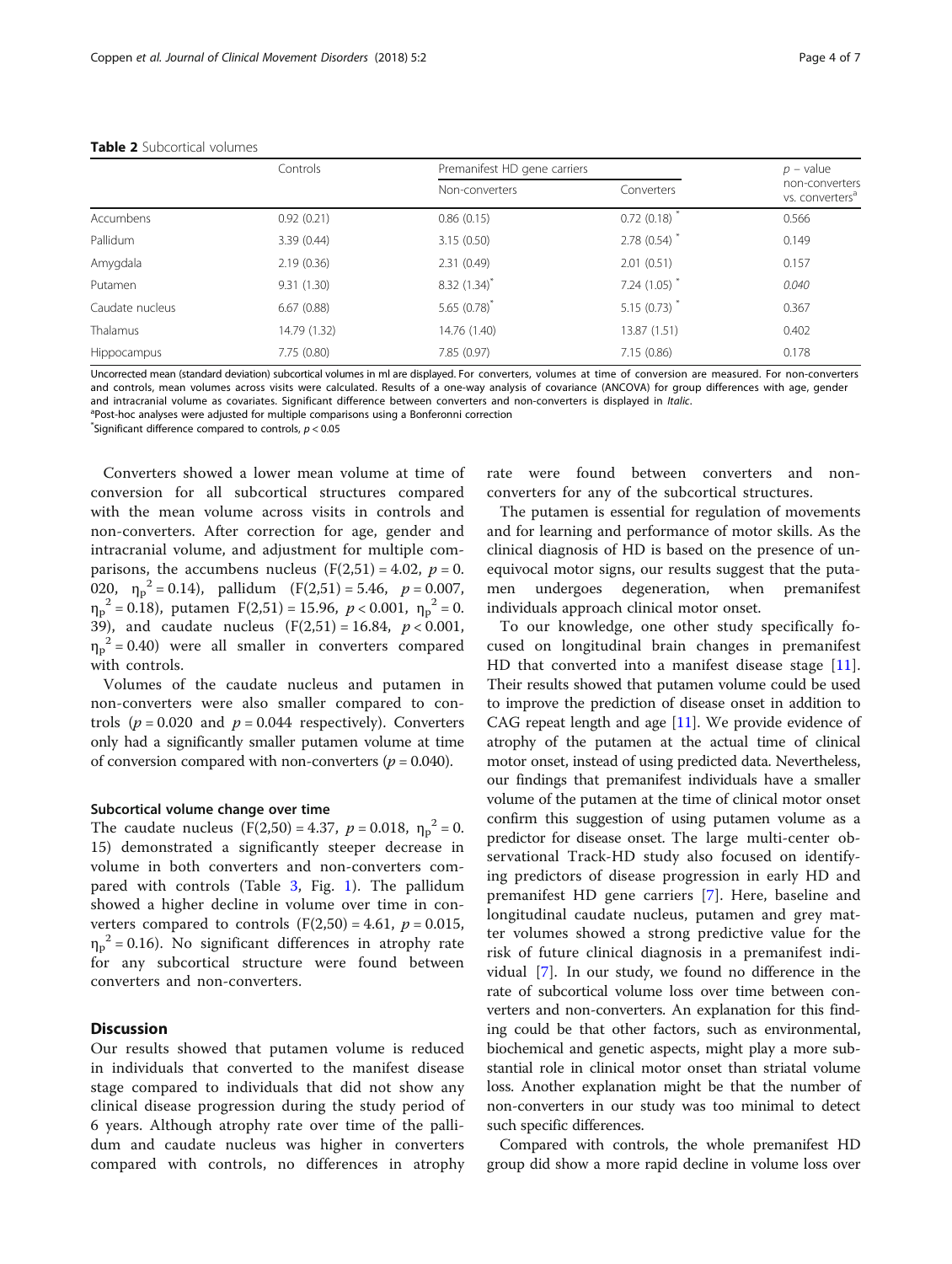**Table 2** Subcortical volumes

| | Controls | Premanifest HD gene carriers | | $p$ – value non-converters vs. converters[a] |
|---|---|---|---|---|
| | | Non-converters | Converters | |
| Accumbens | 0.92 (0.21) | 0.86 (0.15) | 0.72 (0.18) * | 0.566 |
| Pallidum | 3.39 (0.44) | 3.15 (0.50) | 2.78 (0.54) * | 0.149 |
| Amygdala | 2.19 (0.36) | 2.31 (0.49) | 2.01 (0.51) | 0.157 |
| Putamen | 9.31 (1.30) | 8.32 (1.34)* | 7.24 (1.05) * | *0.040* |
| Caudate nucleus | 6.67 (0.88) | 5.65 (0.78)* | 5.15 (0.73) * | 0.367 |
| Thalamus | 14.79 (1.32) | 14.76 (1.40) | 13.87 (1.51) | 0.402 |
| Hippocampus | 7.75 (0.80) | 7.85 (0.97) | 7.15 (0.86) | 0.178 |

Uncorrected mean (standard deviation) subcortical volumes in ml are displayed. For converters, volumes at time of conversion are measured. For non-converters and controls, mean volumes across visits were calculated. Results of a one-way analysis of covariance (ANCOVA) for group differences with age, gender and intracranial volume as covariates. Significant difference between converters and non-converters is displayed in *Italic*.
[a]Post-hoc analyses were adjusted for multiple comparisons using a Bonferonni correction
*Significant difference compared to controls, $p < 0.05$

Converters showed a lower mean volume at time of conversion for all subcortical structures compared with the mean volume across visits in controls and non-converters. After correction for age, gender and intracranial volume, and adjustment for multiple comparisons, the accumbens nucleus ($F(2,51) = 4.02$, $p = 0.020$, $\eta_p^2 = 0.14$), pallidum ($F(2,51) = 5.46$, $p = 0.007$, $\eta_p^2 = 0.18$), putamen $F(2,51) = 15.96$, $p < 0.001$, $\eta_p^2 = 0.39$), and caudate nucleus ($F(2,51) = 16.84$, $p < 0.001$, $\eta_p^2 = 0.40$) were all smaller in converters compared with controls.

Volumes of the caudate nucleus and putamen in non-converters were also smaller compared to controls ($p = 0.020$ and $p = 0.044$ respectively). Converters only had a significantly smaller putamen volume at time of conversion compared with non-converters ($p = 0.040$).

### Subcortical volume change over time

The caudate nucleus ($F(2,50) = 4.37$, $p = 0.018$, $\eta_p^2 = 0.15$) demonstrated a significantly steeper decrease in volume in both converters and non-converters compared with controls (Table 3, Fig. 1). The pallidum showed a higher decline in volume over time in converters compared to controls ($F(2,50) = 4.61$, $p = 0.015$, $\eta_p^2 = 0.16$). No significant differences in atrophy rate for any subcortical structure were found between converters and non-converters.

## Discussion

Our results showed that putamen volume is reduced in individuals that converted to the manifest disease stage compared to individuals that did not show any clinical disease progression during the study period of 6 years. Although atrophy rate over time of the pallidum and caudate nucleus was higher in converters compared with controls, no differences in atrophy rate were found between converters and non-converters for any of the subcortical structures.

The putamen is essential for regulation of movements and for learning and performance of motor skills. As the clinical diagnosis of HD is based on the presence of unequivocal motor signs, our results suggest that the putamen undergoes degeneration, when premanifest individuals approach clinical motor onset.

To our knowledge, one other study specifically focused on longitudinal brain changes in premanifest HD that converted into a manifest disease stage [11]. Their results showed that putamen volume could be used to improve the prediction of disease onset in addition to CAG repeat length and age [11]. We provide evidence of atrophy of the putamen at the actual time of clinical motor onset, instead of using predicted data. Nevertheless, our findings that premanifest individuals have a smaller volume of the putamen at the time of clinical motor onset confirm this suggestion of using putamen volume as a predictor for disease onset. The large multi-center observational Track-HD study also focused on identifying predictors of disease progression in early HD and premanifest HD gene carriers [7]. Here, baseline and longitudinal caudate nucleus, putamen and grey matter volumes showed a strong predictive value for the risk of future clinical diagnosis in a premanifest individual [7]. In our study, we found no difference in the rate of subcortical volume loss over time between converters and non-converters. An explanation for this finding could be that other factors, such as environmental, biochemical and genetic aspects, might play a more substantial role in clinical motor onset than striatal volume loss. Another explanation might be that the number of non-converters in our study was too minimal to detect such specific differences.

Compared with controls, the whole premanifest HD group did show a more rapid decline in volume loss over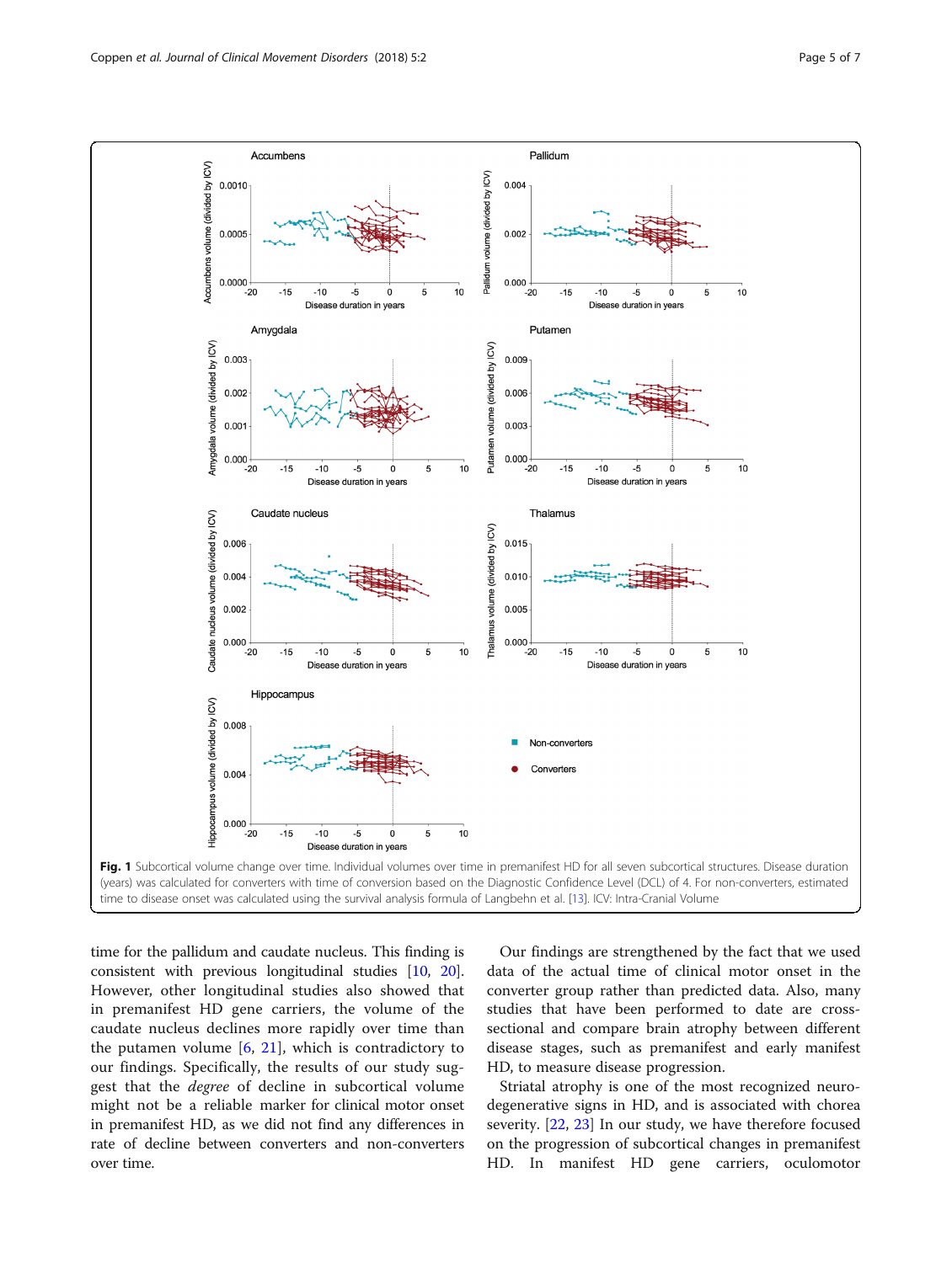**Fig. 1** Subcortical volume change over time. Individual volumes over time in premanifest HD for all seven subcortical structures. Disease duration (years) was calculated for converters with time of conversion based on the Diagnostic Confidence Level (DCL) of 4. For non-converters, estimated time to disease onset was calculated using the survival analysis formula of Langbehn et al. [13]. ICV: Intra-Cranial Volume

time for the pallidum and caudate nucleus. This finding is consistent with previous longitudinal studies [10, 20]. However, other longitudinal studies also showed that in premanifest HD gene carriers, the volume of the caudate nucleus declines more rapidly over time than the putamen volume [6, 21], which is contradictory to our findings. Specifically, the results of our study suggest that the *degree* of decline in subcortical volume might not be a reliable marker for clinical motor onset in premanifest HD, as we did not find any differences in rate of decline between converters and non-converters over time.

Our findings are strengthened by the fact that we used data of the actual time of clinical motor onset in the converter group rather than predicted data. Also, many studies that have been performed to date are cross-sectional and compare brain atrophy between different disease stages, such as premanifest and early manifest HD, to measure disease progression.

Striatal atrophy is one of the most recognized neurodegenerative signs in HD, and is associated with chorea severity. [22, 23] In our study, we have therefore focused on the progression of subcortical changes in premanifest HD. In manifest HD gene carriers, oculomotor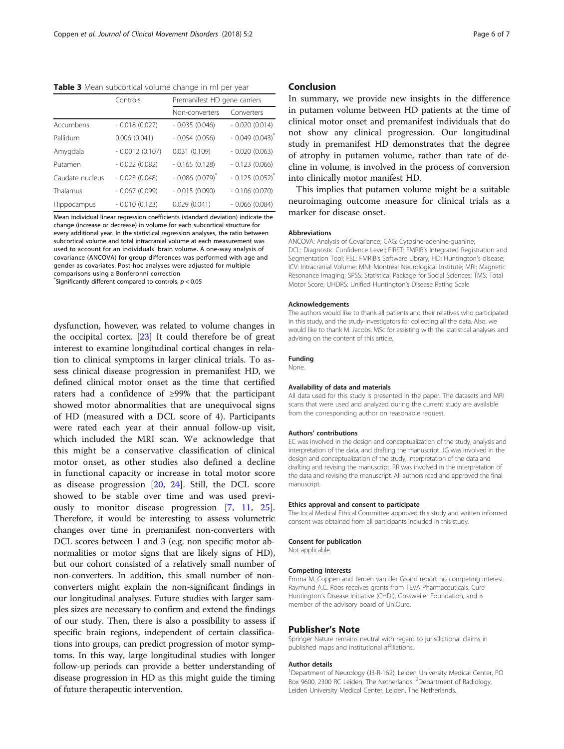**Table 3** Mean subcortical volume change in ml per year

| | Controls | Premanifest HD gene carriers | |
|---|---|---|---|
| | | Non-converters | Converters |
| Accumbens | - 0.018 (0.027) | - 0.035 (0.046) | - 0.020 (0.014) |
| Pallidum | 0.006 (0.041) | - 0.054 (0.056) | - 0.049 (0.043)* |
| Amygdala | - 0.0012 (0.107) | 0.031 (0.109) | - 0.020 (0.063) |
| Putamen | - 0.022 (0.082) | - 0.165 (0.128) | - 0.123 (0.066) |
| Caudate nucleus | - 0.023 (0.048) | - 0.086 (0.079)* | - 0.125 (0.052)* |
| Thalamus | - 0.067 (0.099) | - 0.015 (0.090) | - 0.106 (0.070) |
| Hippocampus | - 0.010 (0.123) | 0.029 (0.041) | - 0.066 (0.084) |

Mean individual linear regression coefficients (standard deviation) indicate the change (increase or decrease) in volume for each subcortical structure for every additional year. In the statistical regression analyses, the ratio between subcortical volume and total intracranial volume at each measurement was used to account for an individuals' brain volume. A one-way analysis of covariance (ANCOVA) for group differences was performed with age and gender as covariates. Post-hoc analyses were adjusted for multiple comparisons using a Bonferonni correction

*Significantly different compared to controls, $p < 0.05$

dysfunction, however, was related to volume changes in the occipital cortex. [23] It could therefore be of great interest to examine longitudinal cortical changes in relation to clinical symptoms in larger clinical trials. To assess clinical disease progression in premanifest HD, we defined clinical motor onset as the time that certified raters had a confidence of ≥99% that the participant showed motor abnormalities that are unequivocal signs of HD (measured with a DCL score of 4). Participants were rated each year at their annual follow-up visit, which included the MRI scan. We acknowledge that this might be a conservative classification of clinical motor onset, as other studies also defined a decline in functional capacity or increase in total motor score as disease progression [20, 24]. Still, the DCL score showed to be stable over time and was used previously to monitor disease progression [7, 11, 25]. Therefore, it would be interesting to assess volumetric changes over time in premanifest non-converters with DCL scores between 1 and 3 (e.g. non specific motor abnormalities or motor signs that are likely signs of HD), but our cohort consisted of a relatively small number of non-converters. In addition, this small number of non-converters might explain the non-significant findings in our longitudinal analyses. Future studies with larger samples sizes are necessary to confirm and extend the findings of our study. Then, there is also a possibility to assess if specific brain regions, independent of certain classifications into groups, can predict progression of motor symptoms. In this way, large longitudinal studies with longer follow-up periods can provide a better understanding of disease progression in HD as this might guide the timing of future therapeutic intervention.

## Conclusion

In summary, we provide new insights in the difference in putamen volume between HD patients at the time of clinical motor onset and premanifest individuals that do not show any clinical progression. Our longitudinal study in premanifest HD demonstrates that the degree of atrophy in putamen volume, rather than rate of decline in volume, is involved in the process of conversion into clinically motor manifest HD.

This implies that putamen volume might be a suitable neuroimaging outcome measure for clinical trials as a marker for disease onset.

#### Abbreviations

ANCOVA: Analysis of Covariance; CAG: Cytosine-adenine-guanine; DCL: Diagnostic Confidence Level; FIRST: FMRIB's Integrated Registration and Segmentation Tool; FSL: FMRIB's Software Library; HD: Huntington's disease; ICV: Intracranial Volume; MNI: Montreal Neurological Institute; MRI: Magnetic Resonance Imaging; SPSS: Statistical Package for Social Sciences; TMS: Total Motor Score; UHDRS: Unified Huntington's Disease Rating Scale

#### Acknowledgements

The authors would like to thank all patients and their relatives who participated in this study, and the study-investigators for collecting all the data. Also, we would like to thank M. Jacobs, MSc for assisting with the statistical analyses and advising on the content of this article.

#### Funding

None.

#### Availability of data and materials

All data used for this study is presented in the paper. The datasets and MRI scans that were used and analyzed during the current study are available from the corresponding author on reasonable request.

#### Authors' contributions

EC was involved in the design and conceptualization of the study, analysis and interpretation of the data, and drafting the manuscript. JG was involved in the design and conceptualization of the study, interpretation of the data and drafting and revising the manuscript. RR was involved in the interpretation of the data and revising the manuscript. All authors read and approved the final manuscript.

#### Ethics approval and consent to participate

The local Medical Ethical Committee approved this study and written informed consent was obtained from all participants included in this study.

#### Consent for publication

Not applicable.

#### Competing interests

Emma M. Coppen and Jeroen van der Grond report no competing interest. Raymund A.C. Roos receives grants from TEVA Pharmaceuticals, Cure Huntington's Disease Initiative (CHDI), Gossweiler Foundation, and is member of the advisory board of UniQure.

## Publisher's Note

Springer Nature remains neutral with regard to jurisdictional claims in published maps and institutional affiliations.

#### Author details

[1]Department of Neurology (J3-R-162), Leiden University Medical Center, PO Box 9600, 2300 RC Leiden, The Netherlands. [2]Department of Radiology, Leiden University Medical Center, Leiden, The Netherlands.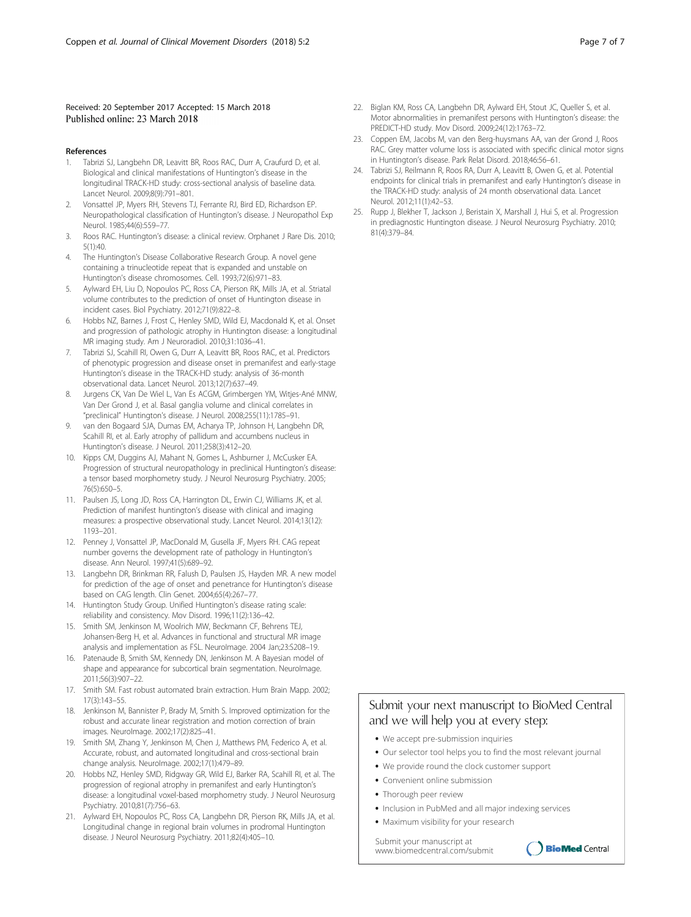Received: 20 September 2017 Accepted: 15 March 2018
Published online: 23 March 2018

## References

1. Tabrizi SJ, Langbehn DR, Leavitt BR, Roos RAC, Durr A, Craufurd D, et al. Biological and clinical manifestations of Huntington's disease in the longitudinal TRACK-HD study: cross-sectional analysis of baseline data. Lancet Neurol. 2009;8(9):791–801.
2. Vonsattel JP, Myers RH, Stevens TJ, Ferrante RJ, Bird ED, Richardson EP. Neuropathological classification of Huntington's disease. J Neuropathol Exp Neurol. 1985;44(6):559–77.
3. Roos RAC. Huntington's disease: a clinical review. Orphanet J Rare Dis. 2010; 5(1):40.
4. The Huntington's Disease Collaborative Research Group. A novel gene containing a trinucleotide repeat that is expanded and unstable on Huntington's disease chromosomes. Cell. 1993;72(6):971–83.
5. Aylward EH, Liu D, Nopoulos PC, Ross CA, Pierson RK, Mills JA, et al. Striatal volume contributes to the prediction of onset of Huntington disease in incident cases. Biol Psychiatry. 2012;71(9):822–8.
6. Hobbs NZ, Barnes J, Frost C, Henley SMD, Wild EJ, Macdonald K, et al. Onset and progression of pathologic atrophy in Huntington disease: a longitudinal MR imaging study. Am J Neuroradiol. 2010;31:1036–41.
7. Tabrizi SJ, Scahill RI, Owen G, Durr A, Leavitt BR, Roos RAC, et al. Predictors of phenotypic progression and disease onset in premanifest and early-stage Huntington's disease in the TRACK-HD study: analysis of 36-month observational data. Lancet Neurol. 2013;12(7):637–49.
8. Jurgens CK, Van De Wiel L, Van Es ACGM, Grimbergen YM, Witjes-Ané MNW, Van Der Grond J, et al. Basal ganglia volume and clinical correlates in "preclinical" Huntington's disease. J Neurol. 2008;255(11):1785–91.
9. van den Bogaard SJA, Dumas EM, Acharya TP, Johnson H, Langbehn DR, Scahill RI, et al. Early atrophy of pallidum and accumbens nucleus in Huntington's disease. J Neurol. 2011;258(3):412–20.
10. Kipps CM, Duggins AJ, Mahant N, Gomes L, Ashburner J, McCusker EA. Progression of structural neuropathology in preclinical Huntington's disease: a tensor based morphometry study. J Neurol Neurosurg Psychiatry. 2005; 76(5):650–5.
11. Paulsen JS, Long JD, Ross CA, Harrington DL, Erwin CJ, Williams JK, et al. Prediction of manifest huntington's disease with clinical and imaging measures: a prospective observational study. Lancet Neurol. 2014;13(12): 1193–201.
12. Penney J, Vonsattel JP, MacDonald M, Gusella JF, Myers RH. CAG repeat number governs the development rate of pathology in Huntington's disease. Ann Neurol. 1997;41(5):689–92.
13. Langbehn DR, Brinkman RR, Falush D, Paulsen JS, Hayden MR. A new model for prediction of the age of onset and penetrance for Huntington's disease based on CAG length. Clin Genet. 2004;65(4):267–77.
14. Huntington Study Group. Unified Huntington's disease rating scale: reliability and consistency. Mov Disord. 1996;11(2):136–42.
15. Smith SM, Jenkinson M, Woolrich MW, Beckmann CF, Behrens TEJ, Johansen-Berg H, et al. Advances in functional and structural MR image analysis and implementation as FSL. NeuroImage. 2004 Jan;23:S208–19.
16. Patenaude B, Smith SM, Kennedy DN, Jenkinson M. A Bayesian model of shape and appearance for subcortical brain segmentation. NeuroImage. 2011;56(3):907–22.
17. Smith SM. Fast robust automated brain extraction. Hum Brain Mapp. 2002; 17(3):143–55.
18. Jenkinson M, Bannister P, Brady M, Smith S. Improved optimization for the robust and accurate linear registration and motion correction of brain images. NeuroImage. 2002;17(2):825–41.
19. Smith SM, Zhang Y, Jenkinson M, Chen J, Matthews PM, Federico A, et al. Accurate, robust, and automated longitudinal and cross-sectional brain change analysis. NeuroImage. 2002;17(1):479–89.
20. Hobbs NZ, Henley SMD, Ridgway GR, Wild EJ, Barker RA, Scahill RI, et al. The progression of regional atrophy in premanifest and early Huntington's disease: a longitudinal voxel-based morphometry study. J Neurol Neurosurg Psychiatry. 2010;81(7):756–63.
21. Aylward EH, Nopoulos PC, Ross CA, Langbehn DR, Pierson RK, Mills JA, et al. Longitudinal change in regional brain volumes in prodromal Huntington disease. J Neurol Neurosurg Psychiatry. 2011;82(4):405–10.
22. Biglan KM, Ross CA, Langbehn DR, Aylward EH, Stout JC, Queller S, et al. Motor abnormalities in premanifest persons with Huntington's disease: the PREDICT-HD study. Mov Disord. 2009;24(12):1763–72.
23. Coppen EM, Jacobs M, van den Berg-huysmans AA, van der Grond J, Roos RAC. Grey matter volume loss is associated with specific clinical motor signs in Huntington's disease. Park Relat Disord. 2018;46:56–61.
24. Tabrizi SJ, Reilmann R, Roos RA, Durr A, Leavitt B, Owen G, et al. Potential endpoints for clinical trials in premanifest and early Huntington's disease in the TRACK-HD study: analysis of 24 month observational data. Lancet Neurol. 2012;11(1):42–53.
25. Rupp J, Blekher T, Jackson J, Beristain X, Marshall J, Hui S, et al. Progression in prediagnostic Huntington disease. J Neurol Neurosurg Psychiatry. 2010; 81(4):379–84.

Submit your next manuscript to BioMed Central and we will help you at every step:

- We accept pre-submission inquiries
- Our selector tool helps you to find the most relevant journal
- We provide round the clock customer support
- Convenient online submission
- Thorough peer review
- Inclusion in PubMed and all major indexing services
- Maximum visibility for your research

Submit your manuscript at
www.biomedcentral.com/submit

BioMed Central